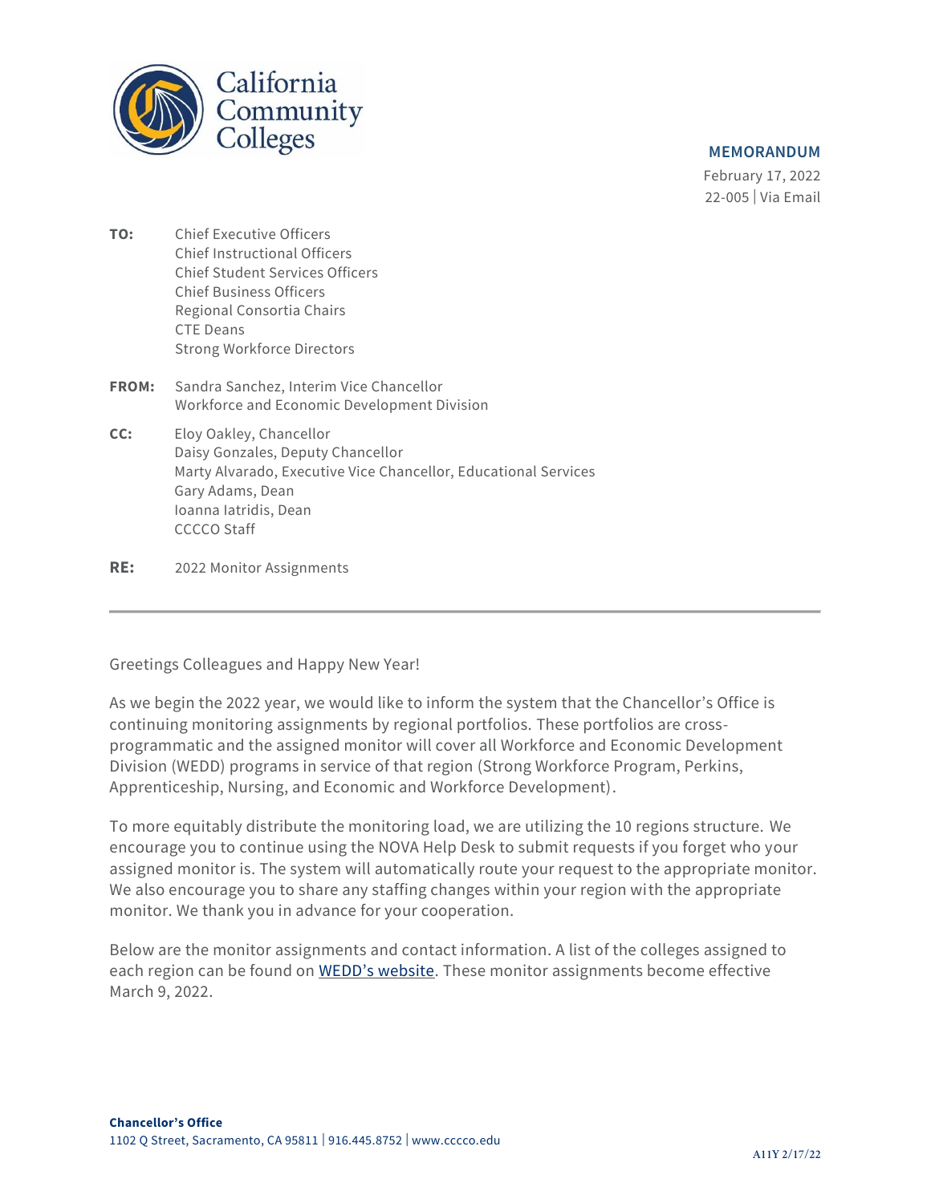California Community Colleges

**MEMORANDUM**

February 17, 2022

22-005 | Via Email

**TO:** Chief Executive Officers
Chief Instructional Officers
Chief Student Services Officers
Chief Business Officers
Regional Consortia Chairs
CTE Deans
Strong Workforce Directors

**FROM:** Sandra Sanchez, Interim Vice Chancellor
Workforce and Economic Development Division

**CC:** Eloy Oakley, Chancellor
Daisy Gonzales, Deputy Chancellor
Marty Alvarado, Executive Vice Chancellor, Educational Services
Gary Adams, Dean
Ioanna Iatridis, Dean
CCCCO Staff

**RE:** 2022 Monitor Assignments

---

Greetings Colleagues and Happy New Year!

As we begin the 2022 year, we would like to inform the system that the Chancellor's Office is continuing monitoring assignments by regional portfolios. These portfolios are cross-programmatic and the assigned monitor will cover all Workforce and Economic Development Division (WEDD) programs in service of that region (Strong Workforce Program, Perkins, Apprenticeship, Nursing, and Economic and Workforce Development).

To more equitably distribute the monitoring load, we are utilizing the 10 regions structure. We encourage you to continue using the NOVA Help Desk to submit requests if you forget who your assigned monitor is. The system will automatically route your request to the appropriate monitor. We also encourage you to share any staffing changes within your region with the appropriate monitor. We thank you in advance for your cooperation.

Below are the monitor assignments and contact information. A list of the colleges assigned to each region can be found on [WEDD's website](). These monitor assignments become effective March 9, 2022.

**Chancellor's Office**
1102 Q Street, Sacramento, CA 95811 | 916.445.8752 | www.cccco.edu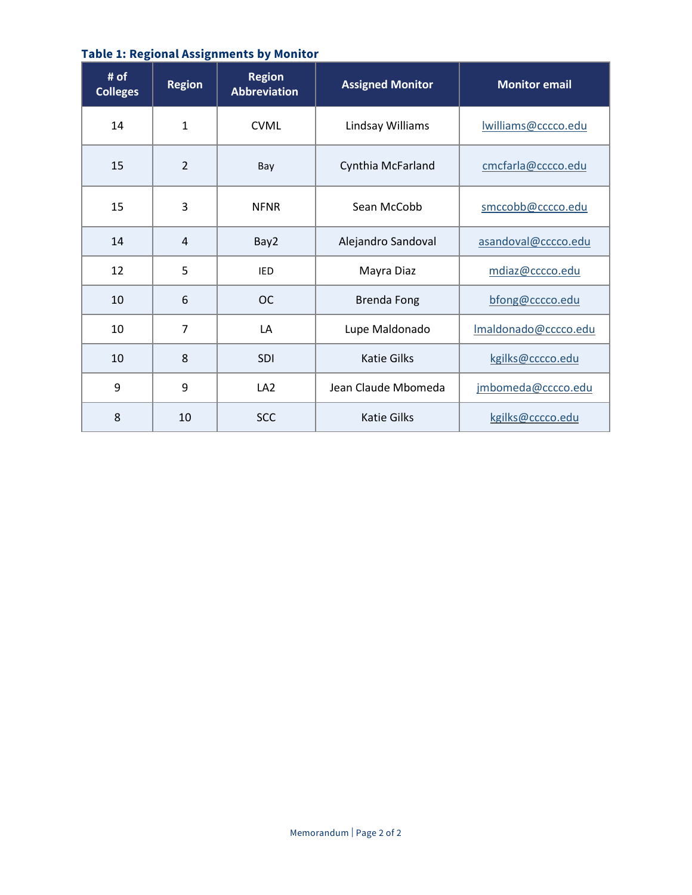**Table 1: Regional Assignments by Monitor**

| # of Colleges | Region | Region Abbreviation | Assigned Monitor | Monitor email |
|---|---|---|---|---|
| 14 | 1 | CVML | Lindsay Williams | lwilliams@cccco.edu |
| 15 | 2 | Bay | Cynthia McFarland | cmcfarla@cccco.edu |
| 15 | 3 | NFNR | Sean McCobb | smccobb@cccco.edu |
| 14 | 4 | Bay2 | Alejandro Sandoval | asandoval@cccco.edu |
| 12 | 5 | IED | Mayra Diaz | mdiaz@cccco.edu |
| 10 | 6 | OC | Brenda Fong | bfong@cccco.edu |
| 10 | 7 | LA | Lupe Maldonado | lmaldonado@cccco.edu |
| 10 | 8 | SDI | Katie Gilks | kgilks@cccco.edu |
| 9 | 9 | LA2 | Jean Claude Mbomeda | jmbomeda@cccco.edu |
| 8 | 10 | SCC | Katie Gilks | kgilks@cccco.edu |